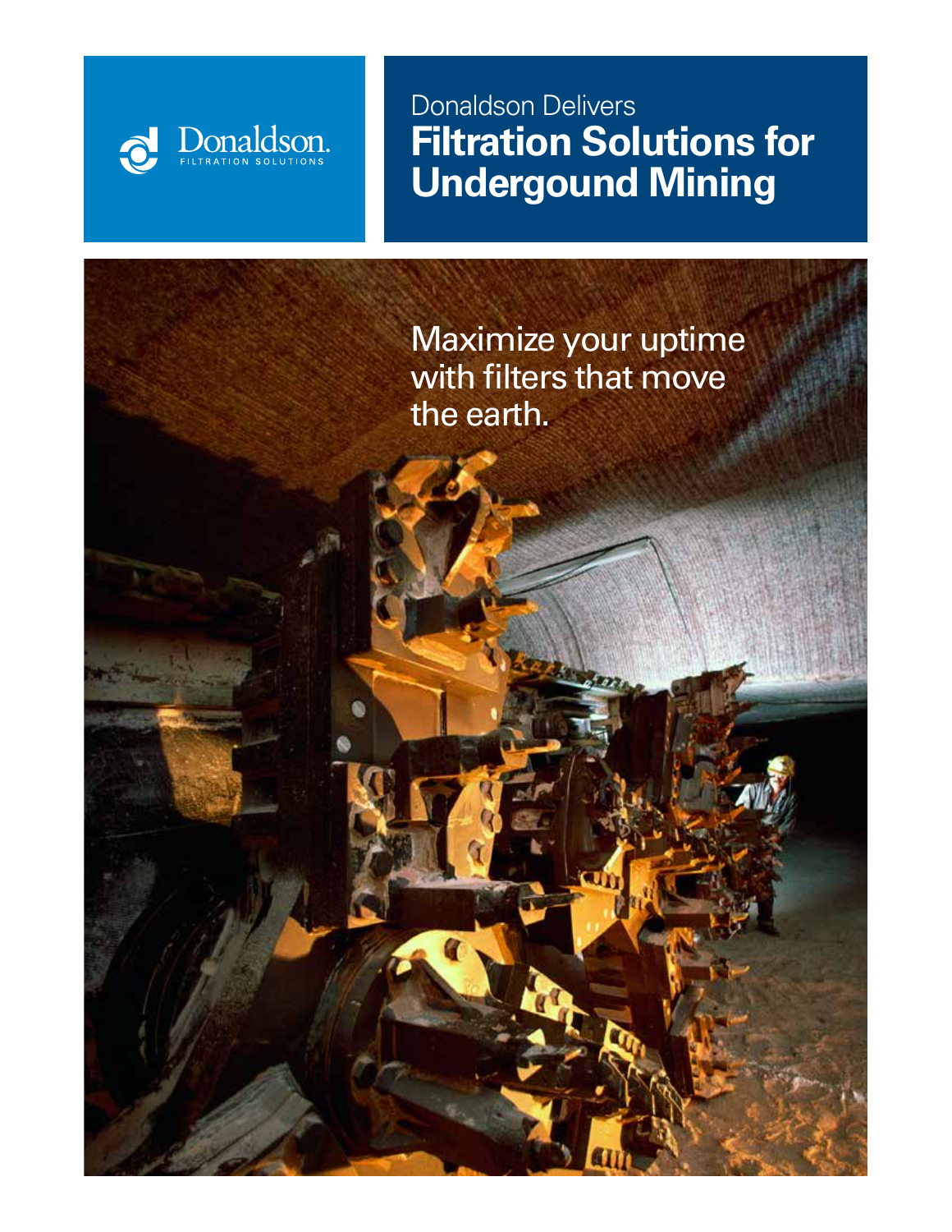Donaldson.
FILTRATION SOLUTIONS

Donaldson Delivers

# Filtration Solutions for Undergound Mining

Maximize your uptime with filters that move the earth.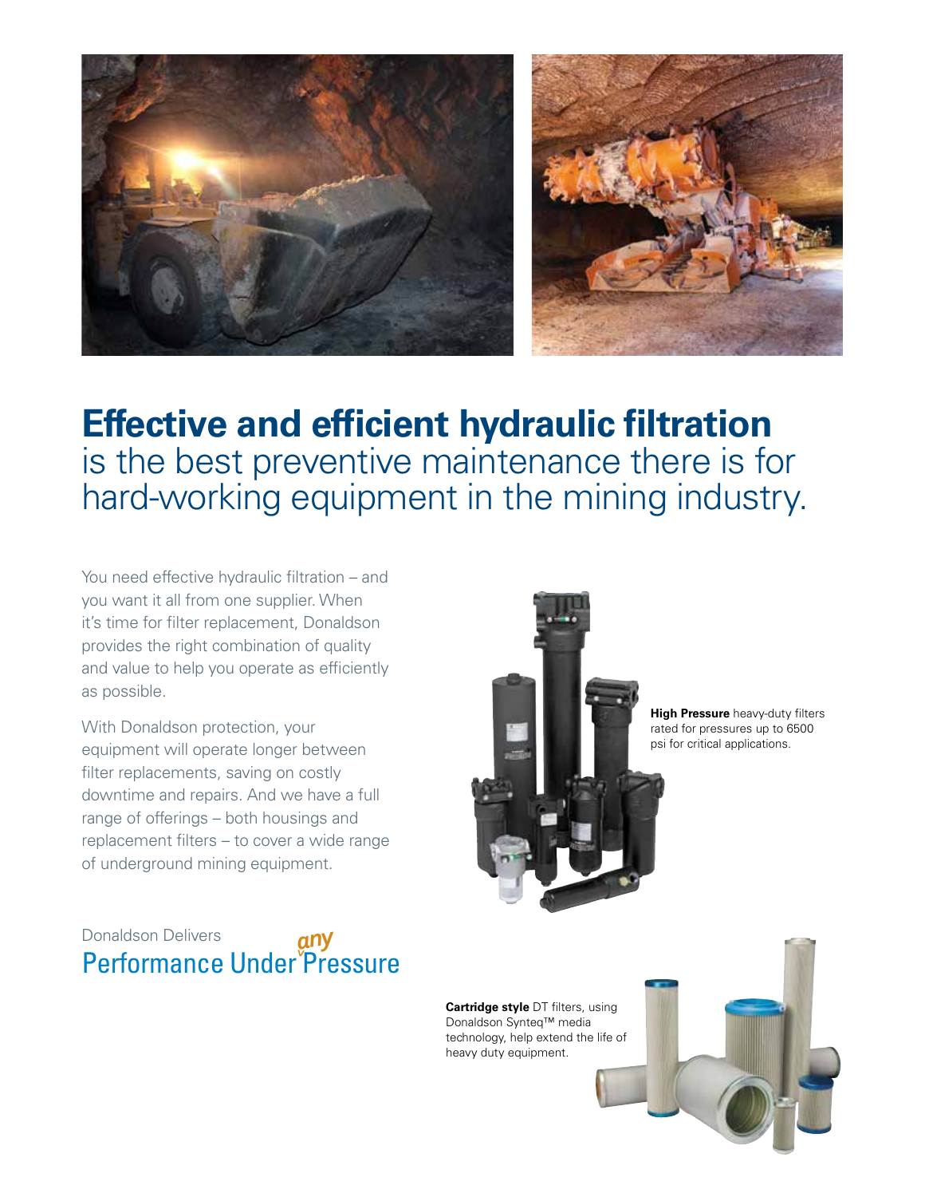# **Effective and efficient hydraulic filtration** is the best preventive maintenance there is for hard-working equipment in the mining industry.

You need effective hydraulic filtration – and you want it all from one supplier. When it's time for filter replacement, Donaldson provides the right combination of quality and value to help you operate as efficiently as possible.

With Donaldson protection, your equipment will operate longer between filter replacements, saving on costly downtime and repairs. And we have a full range of offerings – both housings and replacement filters – to cover a wide range of underground mining equipment.

Donaldson Delivers
Performance Under *any* Pressure

**High Pressure** heavy-duty filters rated for pressures up to 6500 psi for critical applications.

**Cartridge style** DT filters, using Donaldson Synteq™ media technology, help extend the life of heavy duty equipment.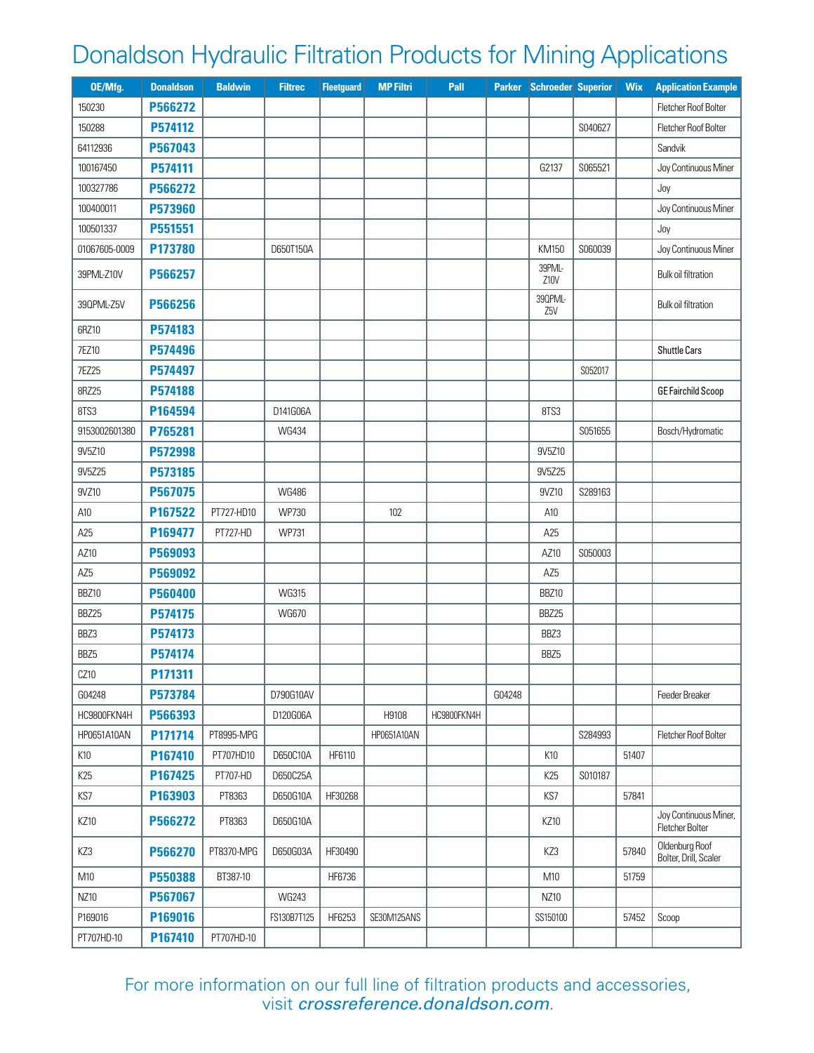# Donaldson Hydraulic Filtration Products for Mining Applications

| OE/Mfg. | Donaldson | Baldwin | Filtrec | Fleetguard | MP Filtri | Pall | Parker | Schroeder | Superior | Wix | Application Example |
|---|---|---|---|---|---|---|---|---|---|---|---|
| 150230 | **P566272** | | | | | | | | | | Fletcher Roof Bolter |
| 150288 | **P574112** | | | | | | | | S040627 | | Fletcher Roof Bolter |
| 64112936 | **P567043** | | | | | | | | | | Sandvik |
| 100167450 | **P574111** | | | | | | | G2137 | S065521 | | Joy Continuous Miner |
| 100327786 | **P566272** | | | | | | | | | | Joy |
| 100400011 | **P573960** | | | | | | | | | | Joy Continuous Miner |
| 100501337 | **P551551** | | | | | | | | | | Joy |
| 01067605-0009 | **P173780** | | D650T150A | | | | | KM150 | S060039 | | Joy Continuous Miner |
| 39PML-Z10V | **P566257** | | | | | | | 39PML-Z10V | | | Bulk oil filtration |
| 39QPML-Z5V | **P566256** | | | | | | | 39QPML-Z5V | | | Bulk oil filtration |
| 6RZ10 | **P574183** | | | | | | | | | | |
| 7EZ10 | **P574496** | | | | | | | | | | Shuttle Cars |
| 7EZ25 | **P574497** | | | | | | | | S052017 | | |
| 8RZ25 | **P574188** | | | | | | | | | | GE Fairchild Scoop |
| 8TS3 | **P164594** | | D141G06A | | | | | 8TS3 | | | |
| 9153002601380 | **P765281** | | WG434 | | | | | | S051655 | | Bosch/Hydromatic |
| 9V5Z10 | **P572998** | | | | | | | 9V5Z10 | | | |
| 9V5Z25 | **P573185** | | | | | | | 9V5Z25 | | | |
| 9VZ10 | **P567075** | | WG486 | | | | | 9VZ10 | S289163 | | |
| A10 | **P167522** | PT727-HD10 | WP730 | | 102 | | | A10 | | | |
| A25 | **P169477** | PT727-HD | WP731 | | | | | A25 | | | |
| AZ10 | **P569093** | | | | | | | AZ10 | S050003 | | |
| AZ5 | **P569092** | | | | | | | AZ5 | | | |
| BBZ10 | **P560400** | | WG315 | | | | | BBZ10 | | | |
| BBZ25 | **P574175** | | WG670 | | | | | BBZ25 | | | |
| BBZ3 | **P574173** | | | | | | | BBZ3 | | | |
| BBZ5 | **P574174** | | | | | | | BBZ5 | | | |
| CZ10 | **P171311** | | | | | | | | | | |
| G04248 | **P573784** | | D790G10AV | | | | G04248 | | | | Feeder Breaker |
| HC9800FKN4H | **P566393** | | D120G06A | | H9108 | HC9800FKN4H | | | | | |
| HP0651A10AN | **P171714** | PT8995-MPG | | | HP0651A10AN | | | | S284993 | | Fletcher Roof Bolter |
| K10 | **P167410** | PT707HD10 | D650C10A | HF6110 | | | | K10 | | 51407 | |
| K25 | **P167425** | PT707-HD | D650C25A | | | | | K25 | S010187 | | |
| KS7 | **P163903** | PT8363 | D650G10A | HF30268 | | | | KS7 | | 57841 | |
| KZ10 | **P566272** | PT8363 | D650G10A | | | | | KZ10 | | | Joy Continuous Miner, Fletcher Bolter |
| KZ3 | **P566270** | PT8370-MPG | D650G03A | HF30490 | | | | KZ3 | | 57840 | Oldenburg Roof Bolter, Drill, Scaler |
| M10 | **P550388** | BT387-10 | | HF6736 | | | | M10 | | 51759 | |
| NZ10 | **P567067** | | WG243 | | | | | NZ10 | | | |
| P169016 | **P169016** | | FS130B7T125 | HF6253 | SE30M125ANS | | | SS150100 | | 57452 | Scoop |
| PT707HD-10 | **P167410** | PT707HD-10 | | | | | | | | | |

For more information on our full line of filtration products and accessories, visit *crossreference.donaldson.com*.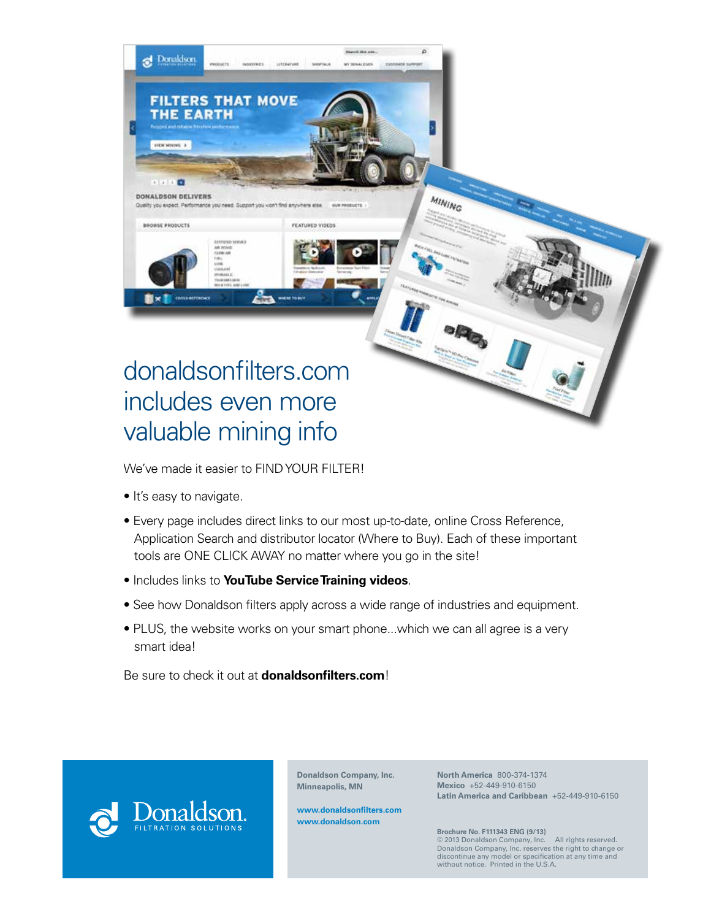# donaldsonfilters.com includes even more valuable mining info

We've made it easier to FIND YOUR FILTER!

- It's easy to navigate.
- Every page includes direct links to our most up-to-date, online Cross Reference, Application Search and distributor locator (Where to Buy). Each of these important tools are ONE CLICK AWAY no matter where you go in the site!
- Includes links to **YouTube Service Training videos**.
- See how Donaldson filters apply across a wide range of industries and equipment.
- PLUS, the website works on your smart phone...which we can all agree is a very smart idea!

Be sure to check it out at **donaldsonfilters.com**!

Donaldson. FILTRATION SOLUTIONS

**Donaldson Company, Inc.**
**Minneapolis, MN**

**www.donaldsonfilters.com**
**www.donaldson.com**

**North America** 800-374-1374
**Mexico** +52-449-910-6150
**Latin America and Caribbean** +52-449-910-6150

**Brochure No. F111343 ENG (9/13)**
© 2013 Donaldson Company, Inc. All rights reserved. Donaldson Company, Inc. reserves the right to change or discontinue any model or specification at any time and without notice. Printed in the U.S.A.